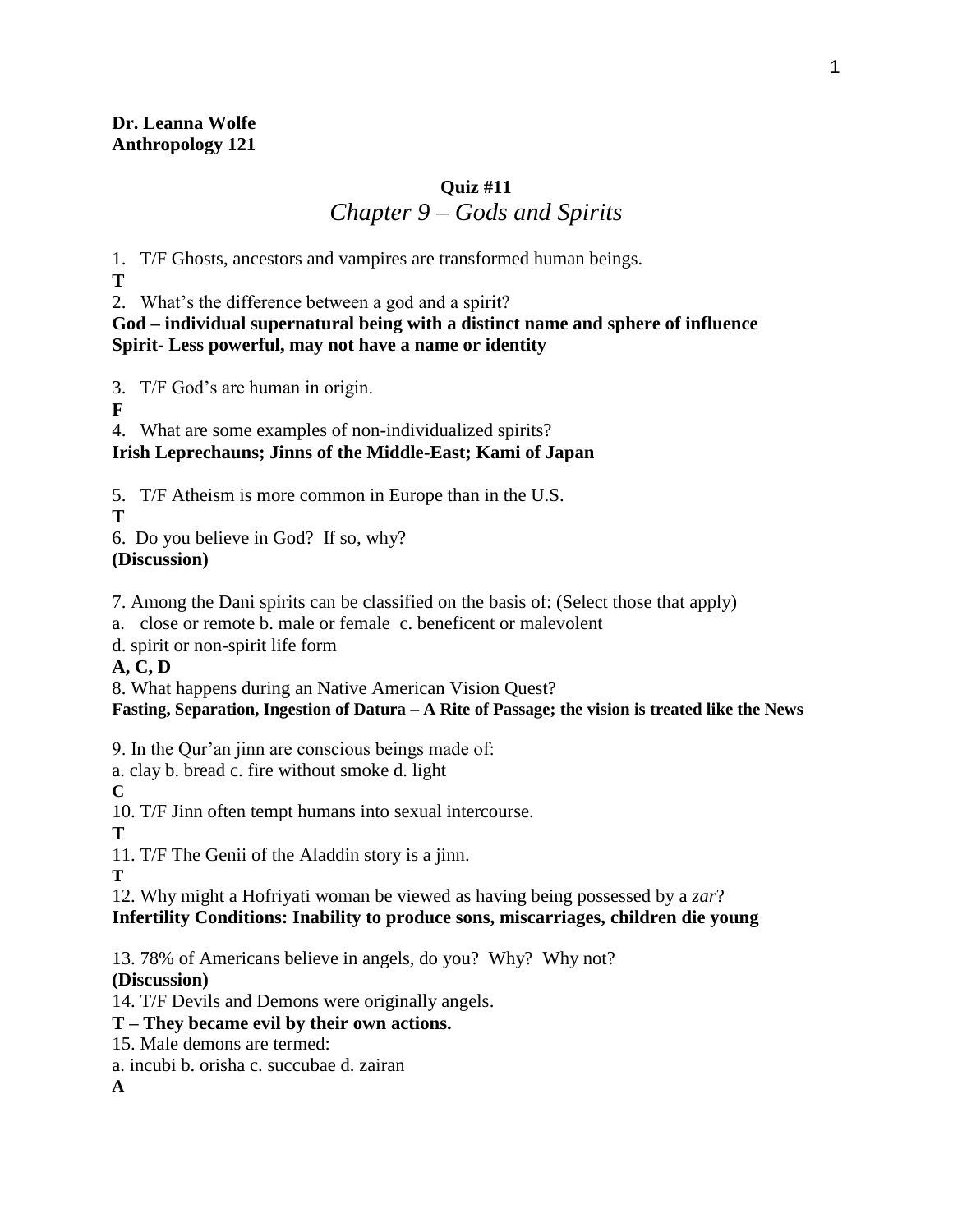**Dr. Leanna Wolfe**
**Anthropology 121**

**Quiz #11**

*Chapter 9 – Gods and Spirits*

1. T/F Ghosts, ancestors and vampires are transformed human beings.

**T**

2. What's the difference between a god and a spirit?

**God – individual supernatural being with a distinct name and sphere of influence**
**Spirit- Less powerful, may not have a name or identity**

3. T/F God's are human in origin.

**F**

4. What are some examples of non-individualized spirits?

**Irish Leprechauns; Jinns of the Middle-East; Kami of Japan**

5. T/F Atheism is more common in Europe than in the U.S.

**T**

6. Do you believe in God? If so, why?

**(Discussion)**

7. Among the Dani spirits can be classified on the basis of: (Select those that apply)

a. close or remote b. male or female c. beneficent or malevolent
d. spirit or non-spirit life form

**A, C, D**

8. What happens during an Native American Vision Quest?

**Fasting, Separation, Ingestion of Datura – A Rite of Passage; the vision is treated like the News**

9. In the Qur'an jinn are conscious beings made of:

a. clay b. bread c. fire without smoke d. light

**C**

10. T/F Jinn often tempt humans into sexual intercourse.

**T**

11. T/F The Genii of the Aladdin story is a jinn.

**T**

12. Why might a Hofriyati woman be viewed as having being possessed by a *zar*?

**Infertility Conditions: Inability to produce sons, miscarriages, children die young**

13. 78% of Americans believe in angels, do you? Why? Why not?

**(Discussion)**

14. T/F Devils and Demons were originally angels.

**T – They became evil by their own actions.**

15. Male demons are termed:

a. incubi b. orisha c. succubae d. zairan

**A**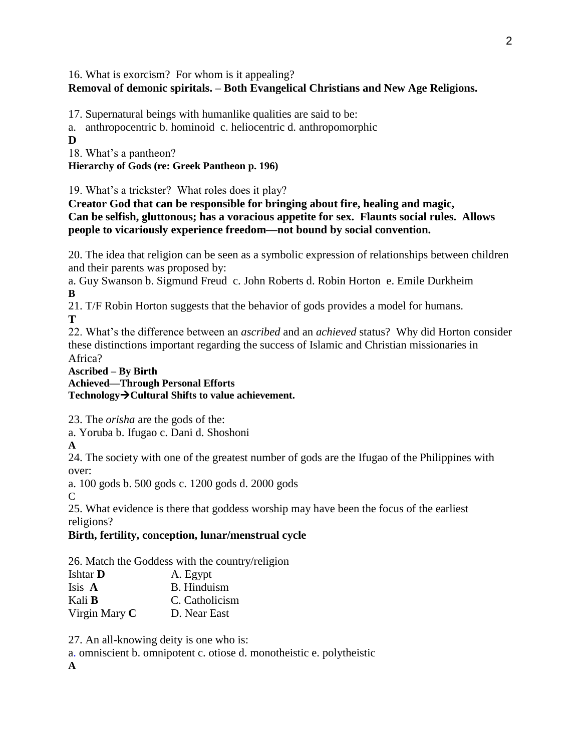16. What is exorcism? For whom is it appealing?
**Removal of demonic spiritals. – Both Evangelical Christians and New Age Religions.**

17. Supernatural beings with humanlike qualities are said to be:
a. anthropocentric b. hominoid c. heliocentric d. anthropomorphic
**D**

18. What's a pantheon?
**Hierarchy of Gods (re: Greek Pantheon p. 196)**

19. What's a trickster? What roles does it play?
**Creator God that can be responsible for bringing about fire, healing and magic, Can be selfish, gluttonous; has a voracious appetite for sex. Flaunts social rules. Allows people to vicariously experience freedom—not bound by social convention.**

20. The idea that religion can be seen as a symbolic expression of relationships between children and their parents was proposed by:
a. Guy Swanson b. Sigmund Freud c. John Roberts d. Robin Horton e. Emile Durkheim
**B**

21. T/F Robin Horton suggests that the behavior of gods provides a model for humans.
**T**

22. What's the difference between an *ascribed* and an *achieved* status? Why did Horton consider these distinctions important regarding the success of Islamic and Christian missionaries in Africa?
**Ascribed – By Birth**
**Achieved—Through Personal Efforts**
**Technology→Cultural Shifts to value achievement.**

23. The *orisha* are the gods of the:
a. Yoruba b. Ifugao c. Dani d. Shoshoni
**A**

24. The society with one of the greatest number of gods are the Ifugao of the Philippines with over:
a. 100 gods b. 500 gods c. 1200 gods d. 2000 gods
C

25. What evidence is there that goddess worship may have been the focus of the earliest religions?
**Birth, fertility, conception, lunar/menstrual cycle**

26. Match the Goddess with the country/religion

| | |
|---|---|
| Ishtar **D** | A. Egypt |
| Isis **A** | B. Hinduism |
| Kali **B** | C. Catholicism |
| Virgin Mary **C** | D. Near East |

27. An all-knowing deity is one who is:
a. omniscient b. omnipotent c. otiose d. monotheistic e. polytheistic
**A**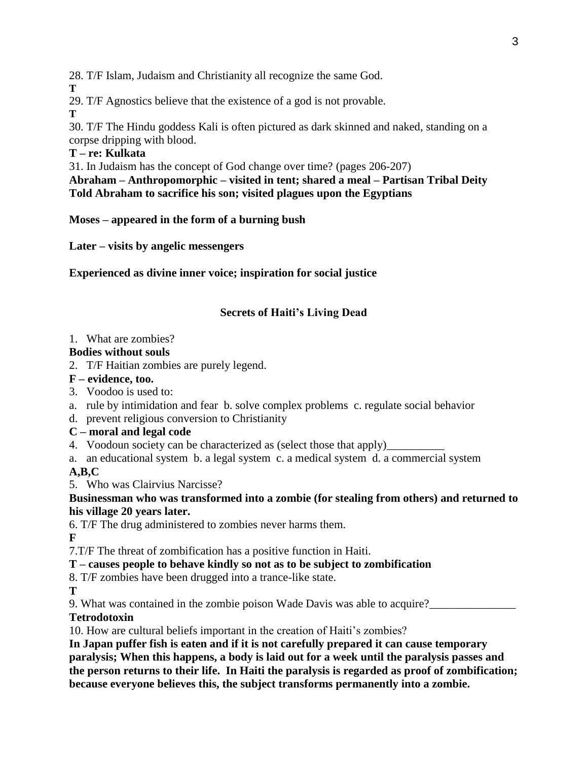28. T/F Islam, Judaism and Christianity all recognize the same God.
**T**
29. T/F Agnostics believe that the existence of a god is not provable.
**T**
30. T/F The Hindu goddess Kali is often pictured as dark skinned and naked, standing on a corpse dripping with blood.
**T – re: Kulkata**
31. In Judaism has the concept of God change over time? (pages 206-207)
**Abraham – Anthropomorphic – visited in tent; shared a meal – Partisan Tribal Deity**
**Told Abraham to sacrifice his son; visited plagues upon the Egyptians**

**Moses – appeared in the form of a burning bush**

**Later – visits by angelic messengers**

**Experienced as divine inner voice; inspiration for social justice**

### Secrets of Haiti's Living Dead

1. What are zombies?
**Bodies without souls**
2. T/F Haitian zombies are purely legend.
**F – evidence, too.**
3. Voodoo is used to:
a. rule by intimidation and fear b. solve complex problems c. regulate social behavior
d. prevent religious conversion to Christianity
**C – moral and legal code**
4. Voodoun society can be characterized as (select those that apply)__________
a. an educational system b. a legal system c. a medical system d. a commercial system
**A,B,C**
5. Who was Clairvius Narcisse?
**Businessman who was transformed into a zombie (for stealing from others) and returned to his village 20 years later.**
6. T/F The drug administered to zombies never harms them.
**F**
7. T/F The threat of zombification has a positive function in Haiti.
**T – causes people to behave kindly so not as to be subject to zombification**
8. T/F zombies have been drugged into a trance-like state.
**T**
9. What was contained in the zombie poison Wade Davis was able to acquire?_______________
**Tetrodotoxin**
10. How are cultural beliefs important in the creation of Haiti's zombies?
**In Japan puffer fish is eaten and if it is not carefully prepared it can cause temporary paralysis; When this happens, a body is laid out for a week until the paralysis passes and the person returns to their life. In Haiti the paralysis is regarded as proof of zombification; because everyone believes this, the subject transforms permanently into a zombie.**